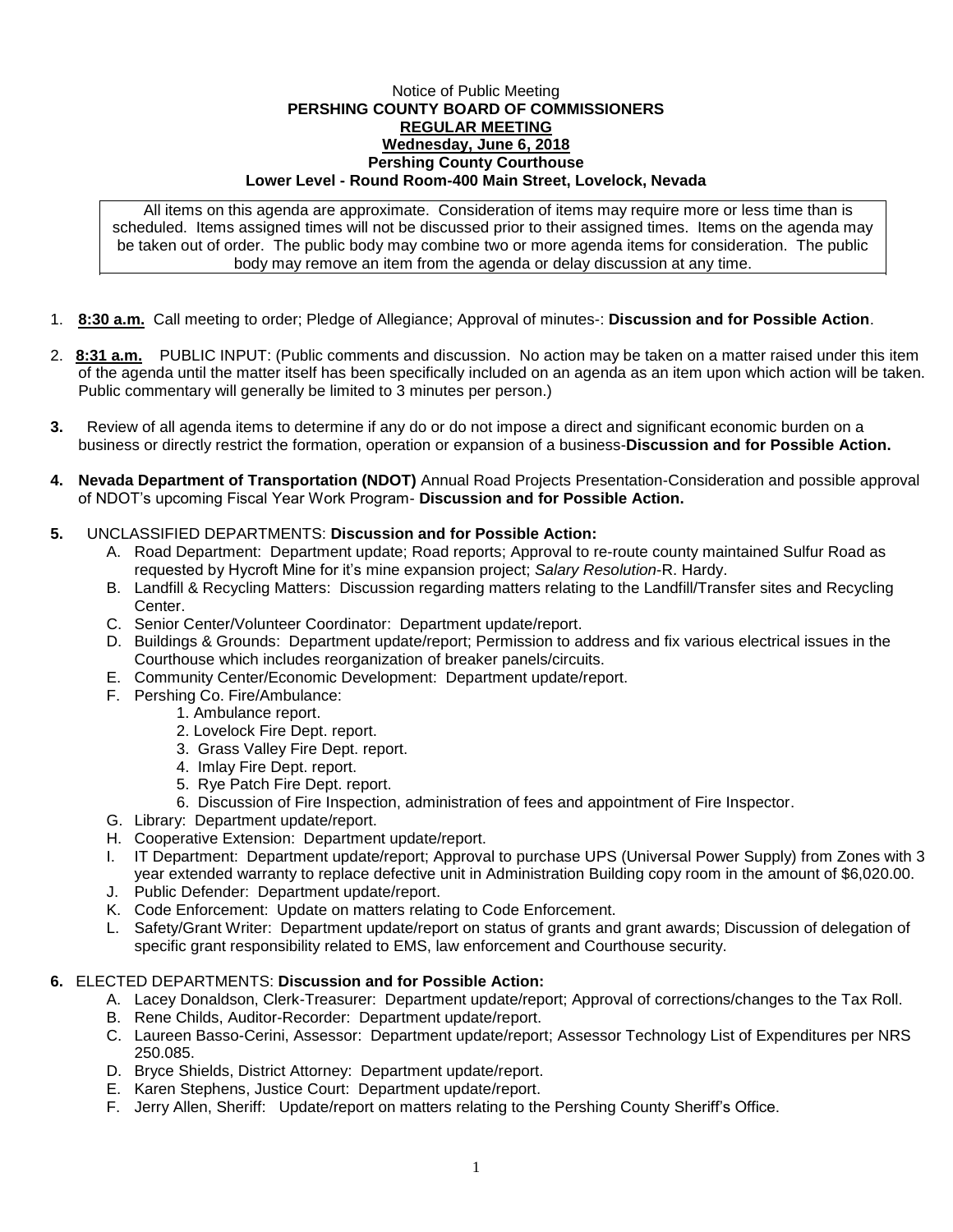Notice of Public Meeting

**PERSHING COUNTY BOARD OF COMMISSIONERS**

**REGULAR MEETING**

**Wednesday, June 6, 2018**

**Pershing County Courthouse**

**Lower Level - Round Room-400 Main Street, Lovelock, Nevada**

All items on this agenda are approximate. Consideration of items may require more or less time than is scheduled. Items assigned times will not be discussed prior to their assigned times. Items on the agenda may be taken out of order. The public body may combine two or more agenda items for consideration. The public body may remove an item from the agenda or delay discussion at any time.

1. **8:30 a.m.** Call meeting to order; Pledge of Allegiance; Approval of minutes-: **Discussion and for Possible Action**.

2. **8:31 a.m.** PUBLIC INPUT: (Public comments and discussion. No action may be taken on a matter raised under this item of the agenda until the matter itself has been specifically included on an agenda as an item upon which action will be taken. Public commentary will generally be limited to 3 minutes per person.)

3. Review of all agenda items to determine if any do or do not impose a direct and significant economic burden on a business or directly restrict the formation, operation or expansion of a business-**Discussion and for Possible Action.**

4. **Nevada Department of Transportation (NDOT)** Annual Road Projects Presentation-Consideration and possible approval of NDOT's upcoming Fiscal Year Work Program- **Discussion and for Possible Action.**

5. UNCLASSIFIED DEPARTMENTS: **Discussion and for Possible Action:**
   - A. Road Department: Department update; Road reports; Approval to re-route county maintained Sulfur Road as requested by Hycroft Mine for it's mine expansion project; *Salary Resolution*-R. Hardy.
   - B. Landfill & Recycling Matters: Discussion regarding matters relating to the Landfill/Transfer sites and Recycling Center.
   - C. Senior Center/Volunteer Coordinator: Department update/report.
   - D. Buildings & Grounds: Department update/report; Permission to address and fix various electrical issues in the Courthouse which includes reorganization of breaker panels/circuits.
   - E. Community Center/Economic Development: Department update/report.
   - F. Pershing Co. Fire/Ambulance:
     1. Ambulance report.
     2. Lovelock Fire Dept. report.
     3. Grass Valley Fire Dept. report.
     4. Imlay Fire Dept. report.
     5. Rye Patch Fire Dept. report.
     6. Discussion of Fire Inspection, administration of fees and appointment of Fire Inspector.
   - G. Library: Department update/report.
   - H. Cooperative Extension: Department update/report.
   - I. IT Department: Department update/report; Approval to purchase UPS (Universal Power Supply) from Zones with 3 year extended warranty to replace defective unit in Administration Building copy room in the amount of $6,020.00.
   - J. Public Defender: Department update/report.
   - K. Code Enforcement: Update on matters relating to Code Enforcement.
   - L. Safety/Grant Writer: Department update/report on status of grants and grant awards; Discussion of delegation of specific grant responsibility related to EMS, law enforcement and Courthouse security.

6. ELECTED DEPARTMENTS: **Discussion and for Possible Action:**
   - A. Lacey Donaldson, Clerk-Treasurer: Department update/report; Approval of corrections/changes to the Tax Roll.
   - B. Rene Childs, Auditor-Recorder: Department update/report.
   - C. Laureen Basso-Cerini, Assessor: Department update/report; Assessor Technology List of Expenditures per NRS 250.085.
   - D. Bryce Shields, District Attorney: Department update/report.
   - E. Karen Stephens, Justice Court: Department update/report.
   - F. Jerry Allen, Sheriff: Update/report on matters relating to the Pershing County Sheriff's Office.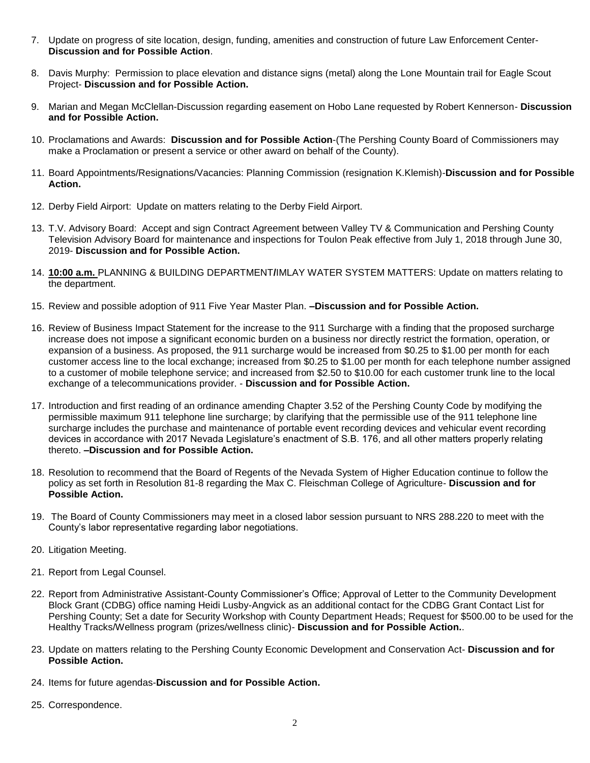7. Update on progress of site location, design, funding, amenities and construction of future Law Enforcement Center- **Discussion and for Possible Action**.

8. Davis Murphy: Permission to place elevation and distance signs (metal) along the Lone Mountain trail for Eagle Scout Project- **Discussion and for Possible Action.**

9. Marian and Megan McClellan-Discussion regarding easement on Hobo Lane requested by Robert Kennerson- **Discussion and for Possible Action.**

10. Proclamations and Awards: **Discussion and for Possible Action**-(The Pershing County Board of Commissioners may make a Proclamation or present a service or other award on behalf of the County).

11. Board Appointments/Resignations/Vacancies: Planning Commission (resignation K.Klemish)-**Discussion and for Possible Action.**

12. Derby Field Airport: Update on matters relating to the Derby Field Airport.

13. T.V. Advisory Board: Accept and sign Contract Agreement between Valley TV & Communication and Pershing County Television Advisory Board for maintenance and inspections for Toulon Peak effective from July 1, 2018 through June 30, 2019- **Discussion and for Possible Action.**

14. **10:00 a.m.** PLANNING & BUILDING DEPARTMENT**/**IMLAY WATER SYSTEM MATTERS: Update on matters relating to the department.

15. Review and possible adoption of 911 Five Year Master Plan. **–Discussion and for Possible Action.**

16. Review of Business Impact Statement for the increase to the 911 Surcharge with a finding that the proposed surcharge increase does not impose a significant economic burden on a business nor directly restrict the formation, operation, or expansion of a business. As proposed, the 911 surcharge would be increased from $0.25 to $1.00 per month for each customer access line to the local exchange; increased from $0.25 to $1.00 per month for each telephone number assigned to a customer of mobile telephone service; and increased from $2.50 to $10.00 for each customer trunk line to the local exchange of a telecommunications provider. - **Discussion and for Possible Action.**

17. Introduction and first reading of an ordinance amending Chapter 3.52 of the Pershing County Code by modifying the permissible maximum 911 telephone line surcharge; by clarifying that the permissible use of the 911 telephone line surcharge includes the purchase and maintenance of portable event recording devices and vehicular event recording devices in accordance with 2017 Nevada Legislature's enactment of S.B. 176, and all other matters properly relating thereto. **–Discussion and for Possible Action.**

18. Resolution to recommend that the Board of Regents of the Nevada System of Higher Education continue to follow the policy as set forth in Resolution 81-8 regarding the Max C. Fleischman College of Agriculture- **Discussion and for Possible Action.**

19. The Board of County Commissioners may meet in a closed labor session pursuant to NRS 288.220 to meet with the County's labor representative regarding labor negotiations.

20. Litigation Meeting.

21. Report from Legal Counsel.

22. Report from Administrative Assistant-County Commissioner's Office; Approval of Letter to the Community Development Block Grant (CDBG) office naming Heidi Lusby-Angvick as an additional contact for the CDBG Grant Contact List for Pershing County; Set a date for Security Workshop with County Department Heads; Request for $500.00 to be used for the Healthy Tracks/Wellness program (prizes/wellness clinic)- **Discussion and for Possible Action.**.

23. Update on matters relating to the Pershing County Economic Development and Conservation Act- **Discussion and for Possible Action.**

24. Items for future agendas-**Discussion and for Possible Action.**

25. Correspondence.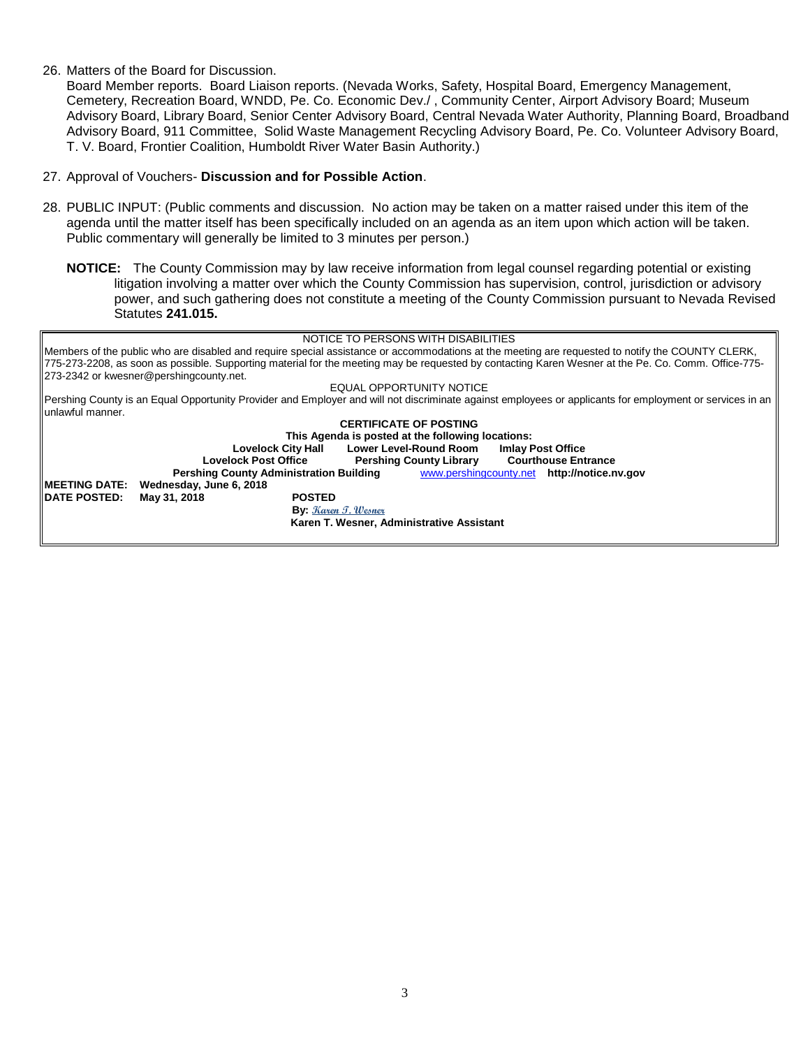26. Matters of the Board for Discussion.
    Board Member reports. Board Liaison reports. (Nevada Works, Safety, Hospital Board, Emergency Management, Cemetery, Recreation Board, WNDD, Pe. Co. Economic Dev./ , Community Center, Airport Advisory Board; Museum Advisory Board, Library Board, Senior Center Advisory Board, Central Nevada Water Authority, Planning Board, Broadband Advisory Board, 911 Committee, Solid Waste Management Recycling Advisory Board, Pe. Co. Volunteer Advisory Board, T. V. Board, Frontier Coalition, Humboldt River Water Basin Authority.)

27. Approval of Vouchers- **Discussion and for Possible Action**.

28. PUBLIC INPUT: (Public comments and discussion. No action may be taken on a matter raised under this item of the agenda until the matter itself has been specifically included on an agenda as an item upon which action will be taken. Public commentary will generally be limited to 3 minutes per person.)

    **NOTICE:** The County Commission may by law receive information from legal counsel regarding potential or existing litigation involving a matter over which the County Commission has supervision, control, jurisdiction or advisory power, and such gathering does not constitute a meeting of the County Commission pursuant to Nevada Revised Statutes **241.015.**

NOTICE TO PERSONS WITH DISABILITIES

Members of the public who are disabled and require special assistance or accommodations at the meeting are requested to notify the COUNTY CLERK, 775-273-2208, as soon as possible. Supporting material for the meeting may be requested by contacting Karen Wesner at the Pe. Co. Comm. Office-775-273-2342 or kwesner@pershingcounty.net.

EQUAL OPPORTUNITY NOTICE

Pershing County is an Equal Opportunity Provider and Employer and will not discriminate against employees or applicants for employment or services in an unlawful manner.

**CERTIFICATE OF POSTING**

**This Agenda is posted at the following locations:**

**Lovelock City Hall** **Lower Level-Round Room** **Imlay Post Office**
**Lovelock Post Office** **Pershing County Library** **Courthouse Entrance**
**Pershing County Administration Building** www.pershingcounty.net **http://notice.nv.gov**

**MEETING DATE: Wednesday, June 6, 2018**
**DATE POSTED: May 31, 2018** **POSTED**

**By:** *Karen T. Wesner*
**Karen T. Wesner, Administrative Assistant**